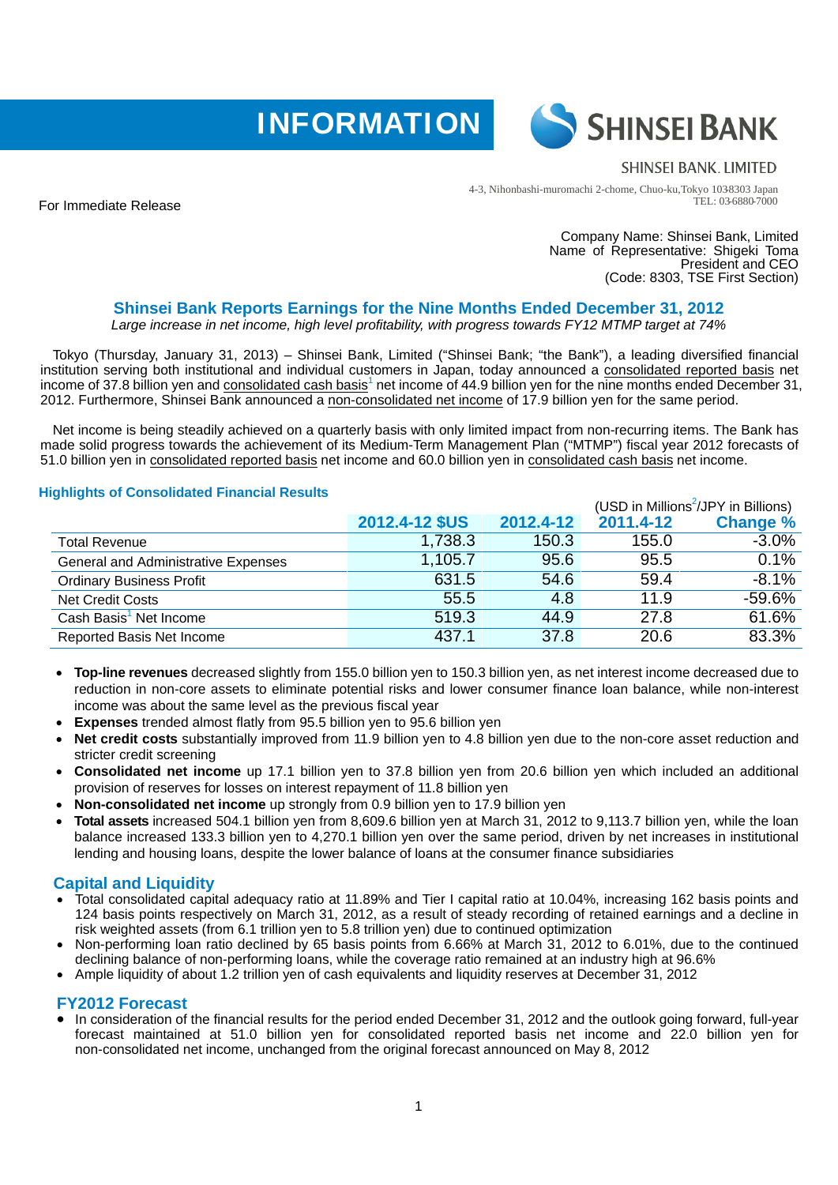INFORMATION

SHINSEI BANK

SHINSEI BANK, LIMITED

4-3, Nihonbashi-muromachi 2-chome, Chuo-ku,Tokyo 1038303 Japan
TEL: 03-6880-7000

For Immediate Release

Company Name: Shinsei Bank, Limited
Name of Representative: Shigeki Toma
President and CEO
(Code: 8303, TSE First Section)

## Shinsei Bank Reports Earnings for the Nine Months Ended December 31, 2012

*Large increase in net income, high level profitability, with progress towards FY12 MTMP target at 74%*

Tokyo (Thursday, January 31, 2013) – Shinsei Bank, Limited ("Shinsei Bank; "the Bank"), a leading diversified financial institution serving both institutional and individual customers in Japan, today announced a consolidated reported basis net income of 37.8 billion yen and consolidated cash basis[1] net income of 44.9 billion yen for the nine months ended December 31, 2012. Furthermore, Shinsei Bank announced a non-consolidated net income of 17.9 billion yen for the same period.

Net income is being steadily achieved on a quarterly basis with only limited impact from non-recurring items. The Bank has made solid progress towards the achievement of its Medium-Term Management Plan ("MTMP") fiscal year 2012 forecasts of 51.0 billion yen in consolidated reported basis net income and 60.0 billion yen in consolidated cash basis net income.

### Highlights of Consolidated Financial Results

(USD in Millions[2]/JPY in Billions)

| | 2012.4-12 $US | 2012.4-12 | 2011.4-12 | Change % |
|---|---|---|---|---|
| Total Revenue | 1,738.3 | 150.3 | 155.0 | -3.0% |
| General and Administrative Expenses | 1,105.7 | 95.6 | 95.5 | 0.1% |
| Ordinary Business Profit | 631.5 | 54.6 | 59.4 | -8.1% |
| Net Credit Costs | 55.5 | 4.8 | 11.9 | -59.6% |
| Cash Basis[1] Net Income | 519.3 | 44.9 | 27.8 | 61.6% |
| Reported Basis Net Income | 437.1 | 37.8 | 20.6 | 83.3% |

- **Top-line revenues** decreased slightly from 155.0 billion yen to 150.3 billion yen, as net interest income decreased due to reduction in non-core assets to eliminate potential risks and lower consumer finance loan balance, while non-interest income was about the same level as the previous fiscal year
- **Expenses** trended almost flatly from 95.5 billion yen to 95.6 billion yen
- **Net credit costs** substantially improved from 11.9 billion yen to 4.8 billion yen due to the non-core asset reduction and stricter credit screening
- **Consolidated net income** up 17.1 billion yen to 37.8 billion yen from 20.6 billion yen which included an additional provision of reserves for losses on interest repayment of 11.8 billion yen
- **Non-consolidated net income** up strongly from 0.9 billion yen to 17.9 billion yen
- **Total assets** increased 504.1 billion yen from 8,609.6 billion yen at March 31, 2012 to 9,113.7 billion yen, while the loan balance increased 133.3 billion yen to 4,270.1 billion yen over the same period, driven by net increases in institutional lending and housing loans, despite the lower balance of loans at the consumer finance subsidiaries

### Capital and Liquidity

- Total consolidated capital adequacy ratio at 11.89% and Tier I capital ratio at 10.04%, increasing 162 basis points and 124 basis points respectively on March 31, 2012, as a result of steady recording of retained earnings and a decline in risk weighted assets (from 6.1 trillion yen to 5.8 trillion yen) due to continued optimization
- Non-performing loan ratio declined by 65 basis points from 6.66% at March 31, 2012 to 6.01%, due to the continued declining balance of non-performing loans, while the coverage ratio remained at an industry high at 96.6%
- Ample liquidity of about 1.2 trillion yen of cash equivalents and liquidity reserves at December 31, 2012

### FY2012 Forecast

- In consideration of the financial results for the period ended December 31, 2012 and the outlook going forward, full-year forecast maintained at 51.0 billion yen for consolidated reported basis net income and 22.0 billion yen for non-consolidated net income, unchanged from the original forecast announced on May 8, 2012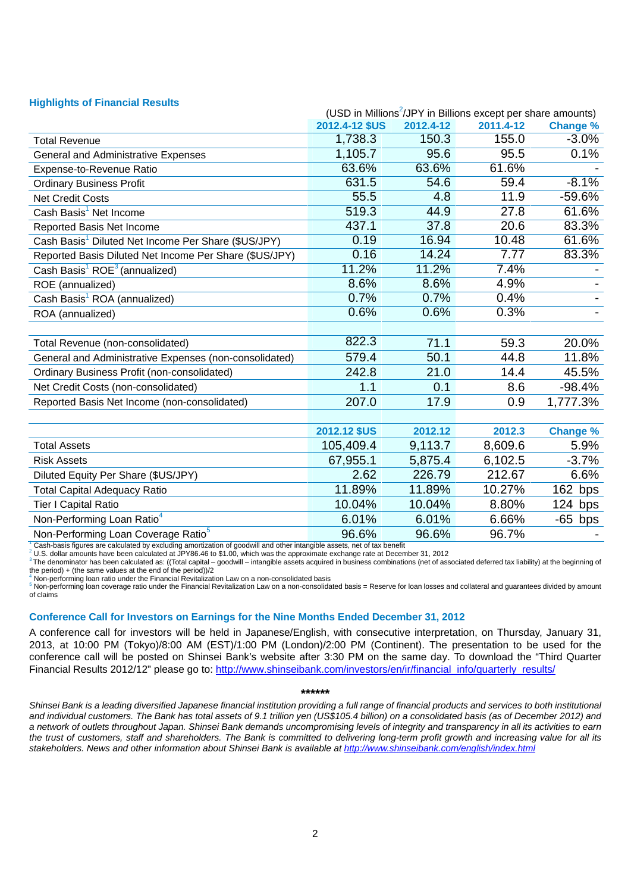### Highlights of Financial Results

(USD in Millions[2]/JPY in Billions except per share amounts)

| | 2012.4-12 $US | 2012.4-12 | 2011.4-12 | Change % |
|---|---|---|---|---|
| Total Revenue | 1,738.3 | 150.3 | 155.0 | -3.0% |
| General and Administrative Expenses | 1,105.7 | 95.6 | 95.5 | 0.1% |
| Expense-to-Revenue Ratio | 63.6% | 63.6% | 61.6% | - |
| Ordinary Business Profit | 631.5 | 54.6 | 59.4 | -8.1% |
| Net Credit Costs | 55.5 | 4.8 | 11.9 | -59.6% |
| Cash Basis[1] Net Income | 519.3 | 44.9 | 27.8 | 61.6% |
| Reported Basis Net Income | 437.1 | 37.8 | 20.6 | 83.3% |
| Cash Basis[1] Diluted Net Income Per Share ($US/JPY) | 0.19 | 16.94 | 10.48 | 61.6% |
| Reported Basis Diluted Net Income Per Share ($US/JPY) | 0.16 | 14.24 | 7.77 | 83.3% |
| Cash Basis[1] ROE[3] (annualized) | 11.2% | 11.2% | 7.4% | - |
| ROE (annualized) | 8.6% | 8.6% | 4.9% | - |
| Cash Basis[1] ROA (annualized) | 0.7% | 0.7% | 0.4% | - |
| ROA (annualized) | 0.6% | 0.6% | 0.3% | - |
| | | | | |
| Total Revenue (non-consolidated) | 822.3 | 71.1 | 59.3 | 20.0% |
| General and Administrative Expenses (non-consolidated) | 579.4 | 50.1 | 44.8 | 11.8% |
| Ordinary Business Profit (non-consolidated) | 242.8 | 21.0 | 14.4 | 45.5% |
| Net Credit Costs (non-consolidated) | 1.1 | 0.1 | 8.6 | -98.4% |
| Reported Basis Net Income (non-consolidated) | 207.0 | 17.9 | 0.9 | 1,777.3% |

| | 2012.12 $US | 2012.12 | 2012.3 | Change % |
|---|---|---|---|---|
| Total Assets | 105,409.4 | 9,113.7 | 8,609.6 | 5.9% |
| Risk Assets | 67,955.1 | 5,875.4 | 6,102.5 | -3.7% |
| Diluted Equity Per Share ($US/JPY) | 2.62 | 226.79 | 212.67 | 6.6% |
| Total Capital Adequacy Ratio | 11.89% | 11.89% | 10.27% | 162 bps |
| Tier I Capital Ratio | 10.04% | 10.04% | 8.80% | 124 bps |
| Non-Performing Loan Ratio[4] | 6.01% | 6.01% | 6.66% | -65 bps |
| Non-Performing Loan Coverage Ratio[5] | 96.6% | 96.6% | 96.7% | - |

[1] Cash-basis figures are calculated by excluding amortization of goodwill and other intangible assets, net of tax benefit
[2] U.S. dollar amounts have been calculated at JPY86.46 to $1.00, which was the approximate exchange rate at December 31, 2012
[3] The denominator has been calculated as: ((Total capital – goodwill – intangible assets acquired in business combinations (net of associated deferred tax liability) at the beginning of the period) + (the same values at the end of the period))/2
[4] Non-performing loan ratio under the Financial Revitalization Law on a non-consolidated basis
[5] Non-performing loan coverage ratio under the Financial Revitalization Law on a non-consolidated basis = Reserve for loan losses and collateral and guarantees divided by amount of claims

### Conference Call for Investors on Earnings for the Nine Months Ended December 31, 2012

A conference call for investors will be held in Japanese/English, with consecutive interpretation, on Thursday, January 31, 2013, at 10:00 PM (Tokyo)/8:00 AM (EST)/1:00 PM (London)/2:00 PM (Continent). The presentation to be used for the conference call will be posted on Shinsei Bank's website after 3:30 PM on the same day. To download the "Third Quarter Financial Results 2012/12" please go to: http://www.shinseibank.com/investors/en/ir/financial_info/quarterly_results/

**\*\*\*\*\*\***

*Shinsei Bank is a leading diversified Japanese financial institution providing a full range of financial products and services to both institutional and individual customers. The Bank has total assets of 9.1 trillion yen (US$105.4 billion) on a consolidated basis (as of December 2012) and a network of outlets throughout Japan. Shinsei Bank demands uncompromising levels of integrity and transparency in all its activities to earn the trust of customers, staff and shareholders. The Bank is committed to delivering long-term profit growth and increasing value for all its stakeholders. News and other information about Shinsei Bank is available at http://www.shinseibank.com/english/index.html*